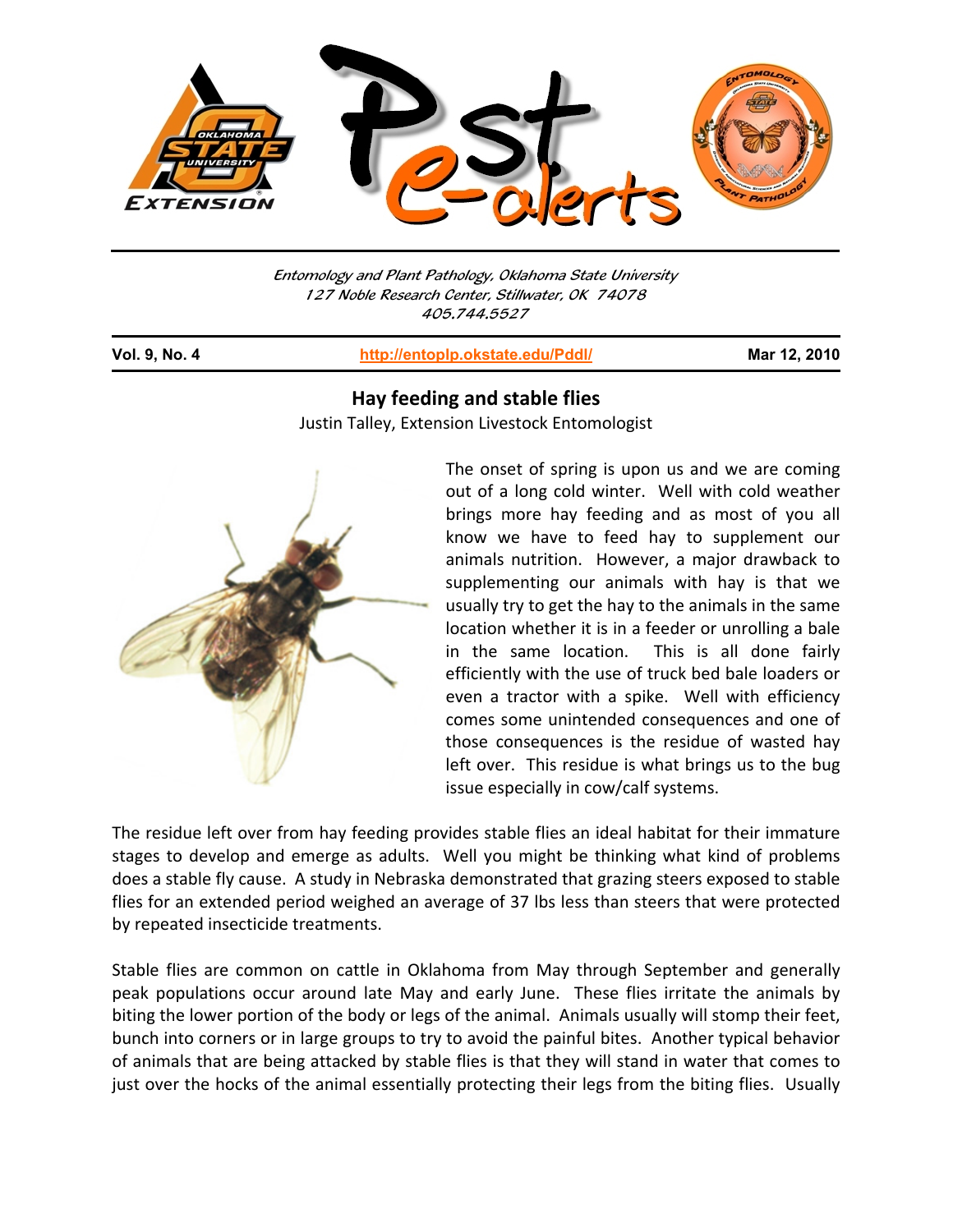Entomology and Plant Pathology, Oklahoma State University
127 Noble Research Center, Stillwater, OK 74078
405.744.5527

**Vol. 9, No. 4** | **http://entoplp.okstate.edu/Pddl/** | **Mar 12, 2010**

# Hay feeding and stable flies

Justin Talley, Extension Livestock Entomologist

The onset of spring is upon us and we are coming out of a long cold winter. Well with cold weather brings more hay feeding and as most of you all know we have to feed hay to supplement our animals nutrition. However, a major drawback to supplementing our animals with hay is that we usually try to get the hay to the animals in the same location whether it is in a feeder or unrolling a bale in the same location. This is all done fairly efficiently with the use of truck bed bale loaders or even a tractor with a spike. Well with efficiency comes some unintended consequences and one of those consequences is the residue of wasted hay left over. This residue is what brings us to the bug issue especially in cow/calf systems.

The residue left over from hay feeding provides stable flies an ideal habitat for their immature stages to develop and emerge as adults. Well you might be thinking what kind of problems does a stable fly cause. A study in Nebraska demonstrated that grazing steers exposed to stable flies for an extended period weighed an average of 37 lbs less than steers that were protected by repeated insecticide treatments.

Stable flies are common on cattle in Oklahoma from May through September and generally peak populations occur around late May and early June. These flies irritate the animals by biting the lower portion of the body or legs of the animal. Animals usually will stomp their feet, bunch into corners or in large groups to try to avoid the painful bites. Another typical behavior of animals that are being attacked by stable flies is that they will stand in water that comes to just over the hocks of the animal essentially protecting their legs from the biting flies. Usually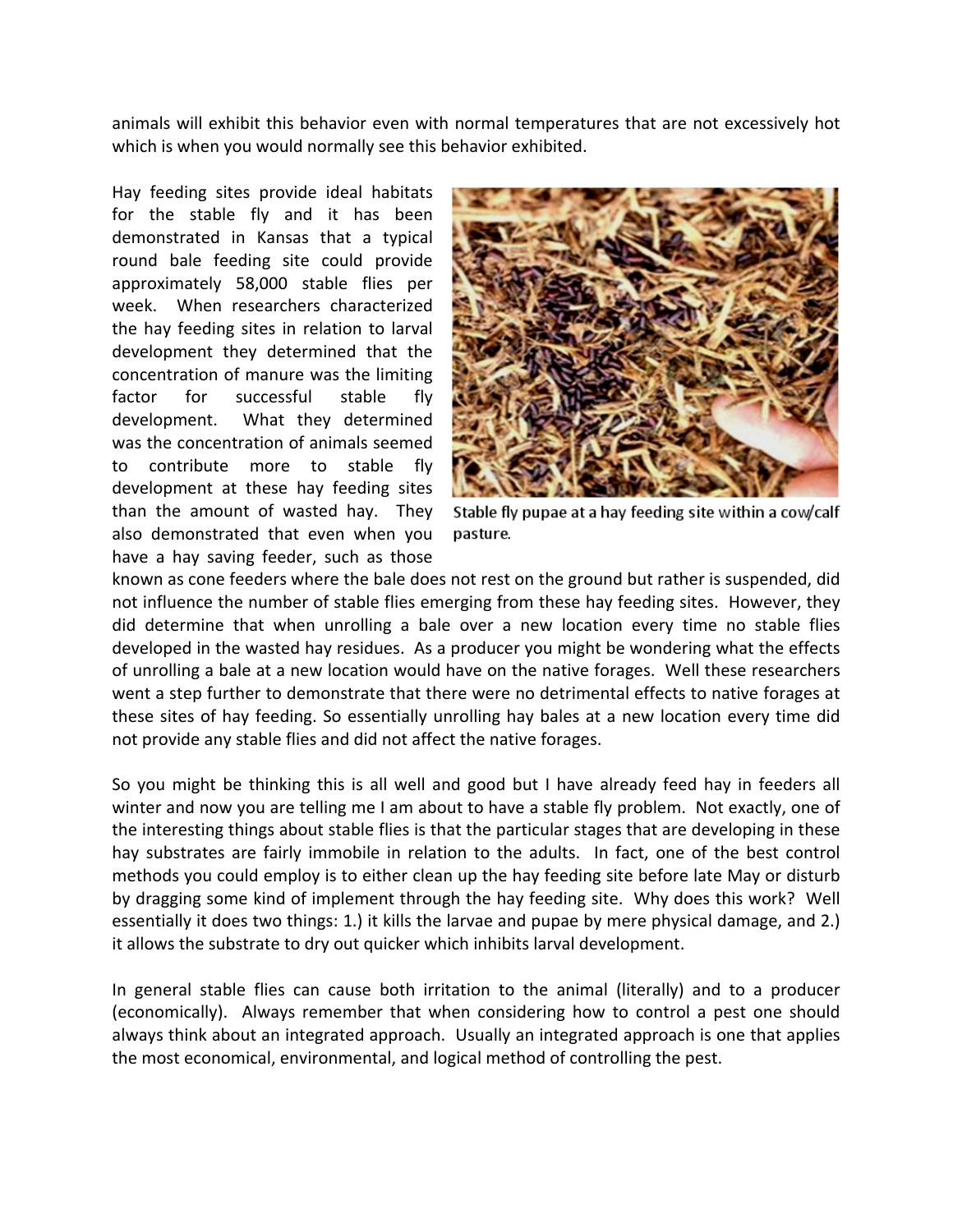animals will exhibit this behavior even with normal temperatures that are not excessively hot which is when you would normally see this behavior exhibited.

Hay feeding sites provide ideal habitats for the stable fly and it has been demonstrated in Kansas that a typical round bale feeding site could provide approximately 58,000 stable flies per week. When researchers characterized the hay feeding sites in relation to larval development they determined that the concentration of manure was the limiting factor for successful stable fly development. What they determined was the concentration of animals seemed to contribute more to stable fly development at these hay feeding sites than the amount of wasted hay. They also demonstrated that even when you have a hay saving feeder, such as those known as cone feeders where the bale does not rest on the ground but rather is suspended, did not influence the number of stable flies emerging from these hay feeding sites. However, they did determine that when unrolling a bale over a new location every time no stable flies developed in the wasted hay residues. As a producer you might be wondering what the effects of unrolling a bale at a new location would have on the native forages. Well these researchers went a step further to demonstrate that there were no detrimental effects to native forages at these sites of hay feeding. So essentially unrolling hay bales at a new location every time did not provide any stable flies and did not affect the native forages.

Stable fly pupae at a hay feeding site within a cow/calf pasture.

So you might be thinking this is all well and good but I have already feed hay in feeders all winter and now you are telling me I am about to have a stable fly problem. Not exactly, one of the interesting things about stable flies is that the particular stages that are developing in these hay substrates are fairly immobile in relation to the adults. In fact, one of the best control methods you could employ is to either clean up the hay feeding site before late May or disturb by dragging some kind of implement through the hay feeding site. Why does this work? Well essentially it does two things: 1.) it kills the larvae and pupae by mere physical damage, and 2.) it allows the substrate to dry out quicker which inhibits larval development.

In general stable flies can cause both irritation to the animal (literally) and to a producer (economically). Always remember that when considering how to control a pest one should always think about an integrated approach. Usually an integrated approach is one that applies the most economical, environmental, and logical method of controlling the pest.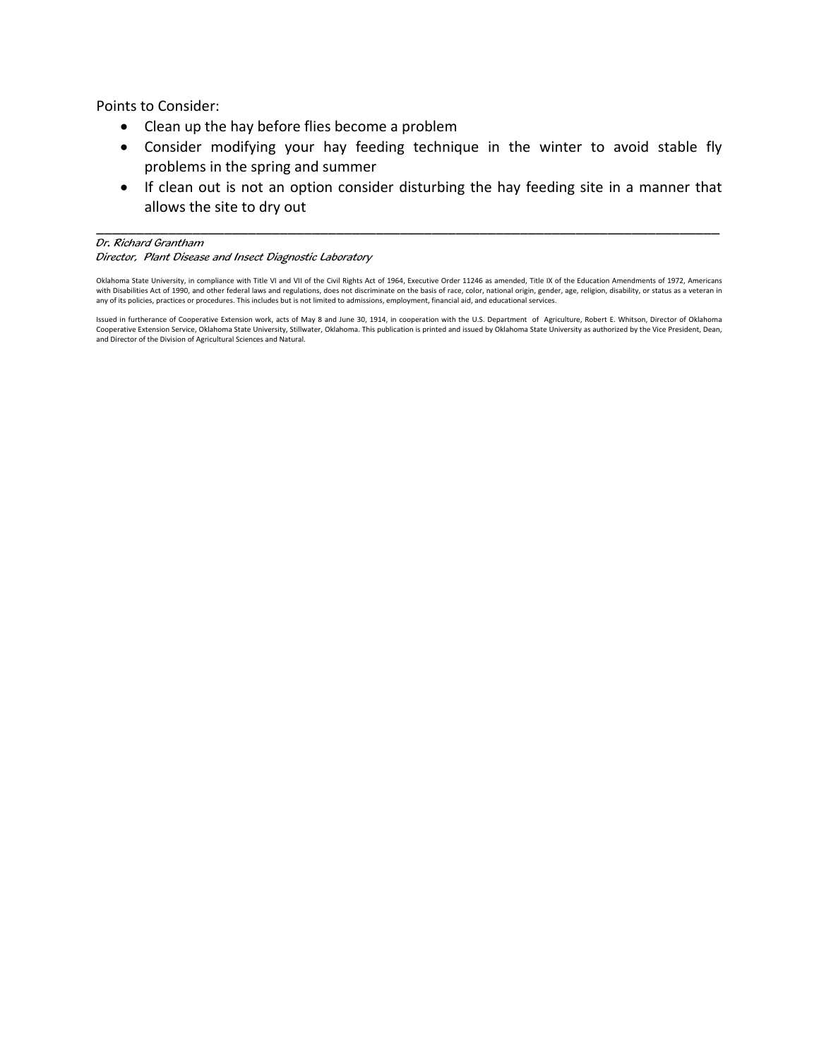Points to Consider:

- Clean up the hay before flies become a problem
- Consider modifying your hay feeding technique in the winter to avoid stable fly problems in the spring and summer
- If clean out is not an option consider disturbing the hay feeding site in a manner that allows the site to dry out

---

*Dr. Richard Grantham*
*Director, Plant Disease and Insect Diagnostic Laboratory*

Oklahoma State University, in compliance with Title VI and VII of the Civil Rights Act of 1964, Executive Order 11246 as amended, Title IX of the Education Amendments of 1972, Americans with Disabilities Act of 1990, and other federal laws and regulations, does not discriminate on the basis of race, color, national origin, gender, age, religion, disability, or status as a veteran in any of its policies, practices or procedures. This includes but is not limited to admissions, employment, financial aid, and educational services.

Issued in furtherance of Cooperative Extension work, acts of May 8 and June 30, 1914, in cooperation with the U.S. Department of Agriculture, Robert E. Whitson, Director of Oklahoma Cooperative Extension Service, Oklahoma State University, Stillwater, Oklahoma. This publication is printed and issued by Oklahoma State University as authorized by the Vice President, Dean, and Director of the Division of Agricultural Sciences and Natural.